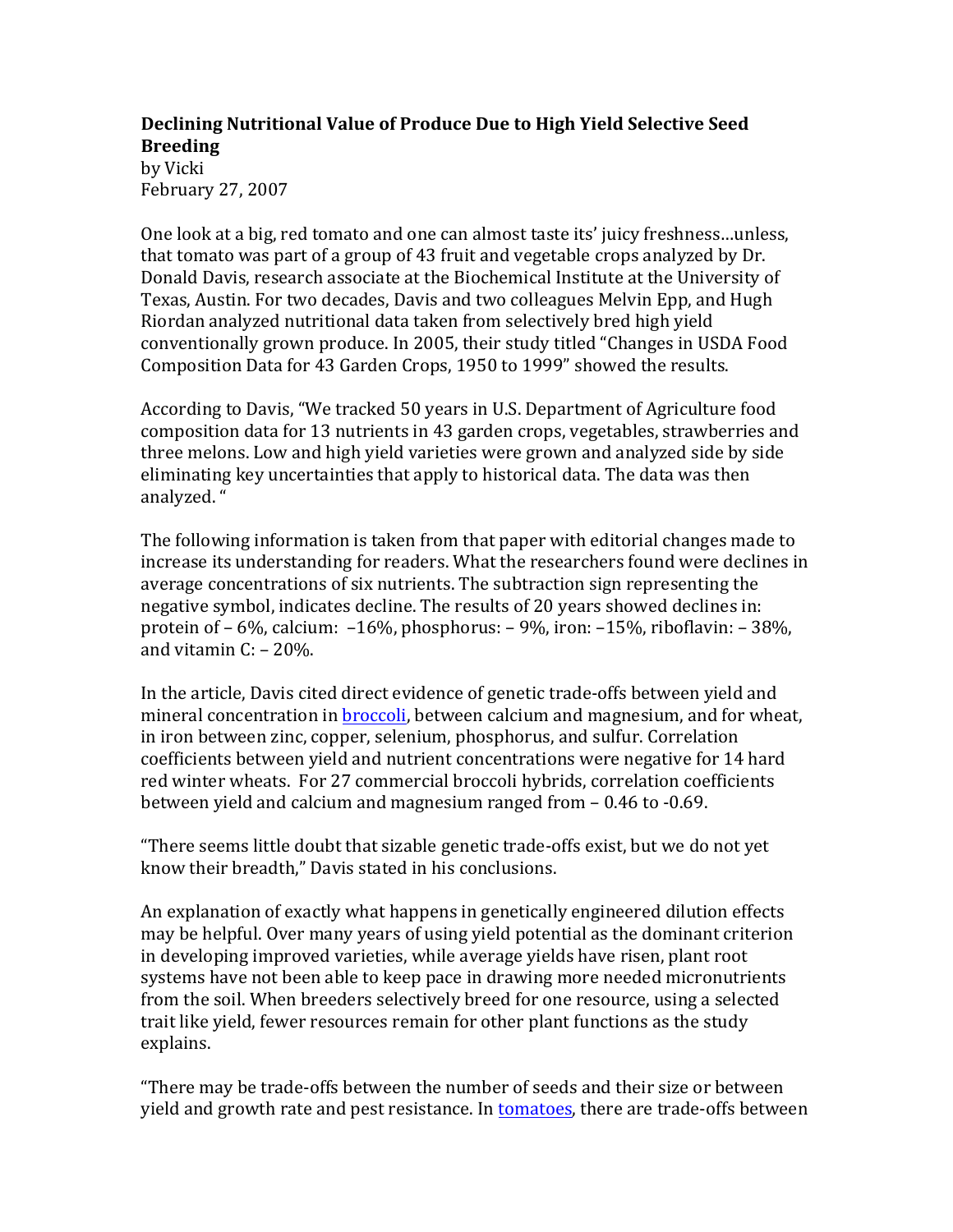**Declining Nutritional Value of Produce Due to High Yield Selective Seed Breeding**

by Vicki
February 27, 2007

One look at a big, red tomato and one can almost taste its' juicy freshness…unless, that tomato was part of a group of 43 fruit and vegetable crops analyzed by Dr. Donald Davis, research associate at the Biochemical Institute at the University of Texas, Austin. For two decades, Davis and two colleagues Melvin Epp, and Hugh Riordan analyzed nutritional data taken from selectively bred high yield conventionally grown produce. In 2005, their study titled "Changes in USDA Food Composition Data for 43 Garden Crops, 1950 to 1999" showed the results.

According to Davis, "We tracked 50 years in U.S. Department of Agriculture food composition data for 13 nutrients in 43 garden crops, vegetables, strawberries and three melons. Low and high yield varieties were grown and analyzed side by side eliminating key uncertainties that apply to historical data. The data was then analyzed. "

The following information is taken from that paper with editorial changes made to increase its understanding for readers. What the researchers found were declines in average concentrations of six nutrients. The subtraction sign representing the negative symbol, indicates decline. The results of 20 years showed declines in: protein of – 6%, calcium: –16%, phosphorus: – 9%, iron: –15%, riboflavin: – 38%, and vitamin C: – 20%.

In the article, Davis cited direct evidence of genetic trade-offs between yield and mineral concentration in broccoli, between calcium and magnesium, and for wheat, in iron between zinc, copper, selenium, phosphorus, and sulfur. Correlation coefficients between yield and nutrient concentrations were negative for 14 hard red winter wheats. For 27 commercial broccoli hybrids, correlation coefficients between yield and calcium and magnesium ranged from – 0.46 to -0.69.

"There seems little doubt that sizable genetic trade-offs exist, but we do not yet know their breadth," Davis stated in his conclusions.

An explanation of exactly what happens in genetically engineered dilution effects may be helpful. Over many years of using yield potential as the dominant criterion in developing improved varieties, while average yields have risen, plant root systems have not been able to keep pace in drawing more needed micronutrients from the soil. When breeders selectively breed for one resource, using a selected trait like yield, fewer resources remain for other plant functions as the study explains.

"There may be trade-offs between the number of seeds and their size or between yield and growth rate and pest resistance. In tomatoes, there are trade-offs between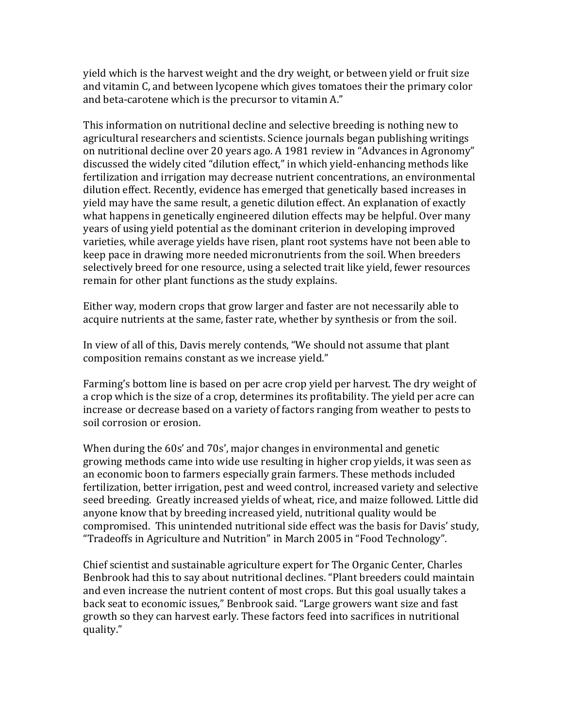yield which is the harvest weight and the dry weight, or between yield or fruit size and vitamin C, and between lycopene which gives tomatoes their the primary color and beta-carotene which is the precursor to vitamin A."

This information on nutritional decline and selective breeding is nothing new to agricultural researchers and scientists. Science journals began publishing writings on nutritional decline over 20 years ago. A 1981 review in "Advances in Agronomy" discussed the widely cited "dilution effect," in which yield-enhancing methods like fertilization and irrigation may decrease nutrient concentrations, an environmental dilution effect. Recently, evidence has emerged that genetically based increases in yield may have the same result, a genetic dilution effect. An explanation of exactly what happens in genetically engineered dilution effects may be helpful. Over many years of using yield potential as the dominant criterion in developing improved varieties, while average yields have risen, plant root systems have not been able to keep pace in drawing more needed micronutrients from the soil. When breeders selectively breed for one resource, using a selected trait like yield, fewer resources remain for other plant functions as the study explains.

Either way, modern crops that grow larger and faster are not necessarily able to acquire nutrients at the same, faster rate, whether by synthesis or from the soil.

In view of all of this, Davis merely contends, "We should not assume that plant composition remains constant as we increase yield."

Farming's bottom line is based on per acre crop yield per harvest. The dry weight of a crop which is the size of a crop, determines its profitability. The yield per acre can increase or decrease based on a variety of factors ranging from weather to pests to soil corrosion or erosion.

When during the 60s' and 70s', major changes in environmental and genetic growing methods came into wide use resulting in higher crop yields, it was seen as an economic boon to farmers especially grain farmers. These methods included fertilization, better irrigation, pest and weed control, increased variety and selective seed breeding. Greatly increased yields of wheat, rice, and maize followed. Little did anyone know that by breeding increased yield, nutritional quality would be compromised. This unintended nutritional side effect was the basis for Davis' study, "Tradeoffs in Agriculture and Nutrition" in March 2005 in "Food Technology".

Chief scientist and sustainable agriculture expert for The Organic Center, Charles Benbrook had this to say about nutritional declines. "Plant breeders could maintain and even increase the nutrient content of most crops. But this goal usually takes a back seat to economic issues," Benbrook said. "Large growers want size and fast growth so they can harvest early. These factors feed into sacrifices in nutritional quality."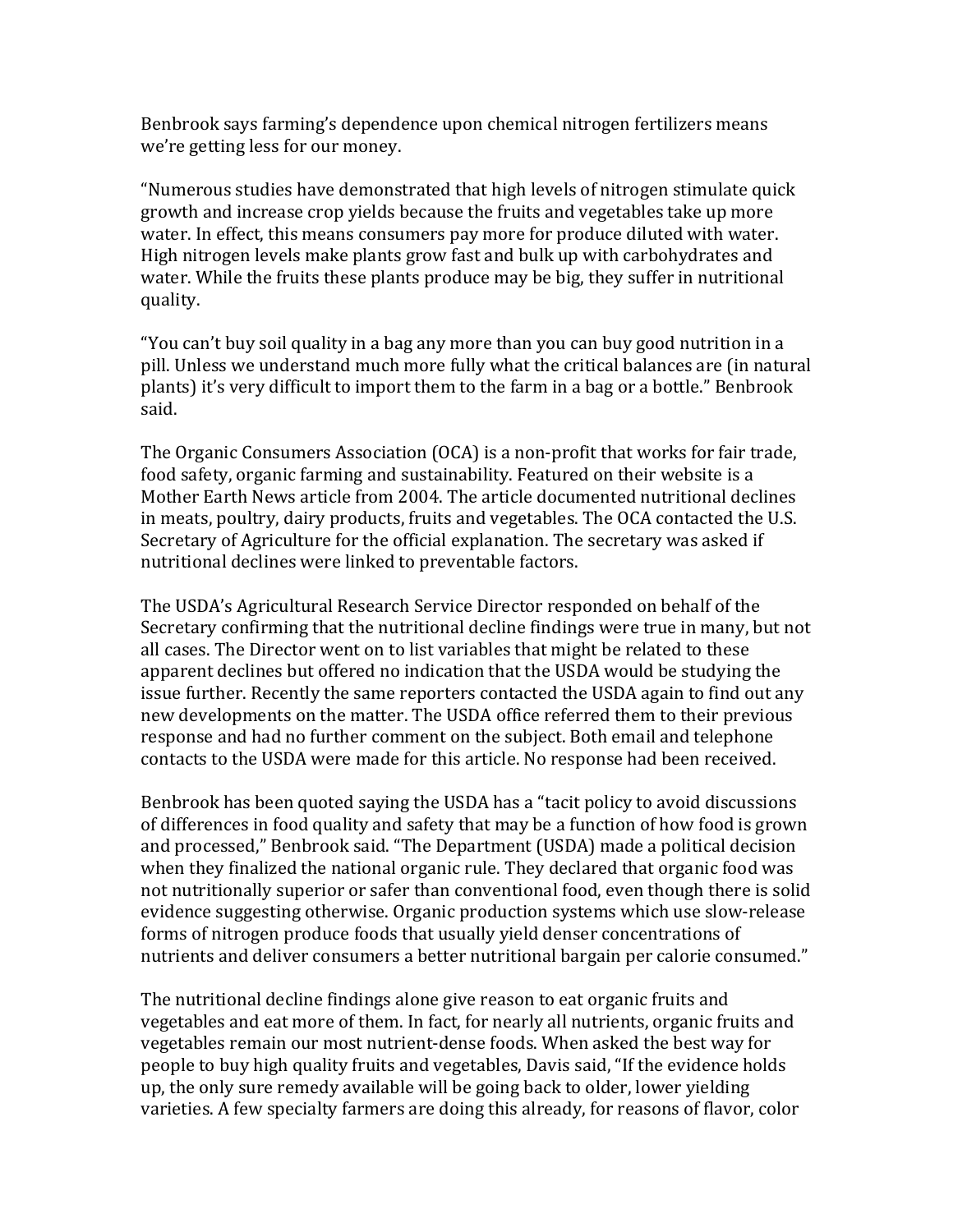Benbrook says farming's dependence upon chemical nitrogen fertilizers means we're getting less for our money.

"Numerous studies have demonstrated that high levels of nitrogen stimulate quick growth and increase crop yields because the fruits and vegetables take up more water. In effect, this means consumers pay more for produce diluted with water. High nitrogen levels make plants grow fast and bulk up with carbohydrates and water. While the fruits these plants produce may be big, they suffer in nutritional quality.

"You can't buy soil quality in a bag any more than you can buy good nutrition in a pill. Unless we understand much more fully what the critical balances are (in natural plants) it's very difficult to import them to the farm in a bag or a bottle." Benbrook said.

The Organic Consumers Association (OCA) is a non-profit that works for fair trade, food safety, organic farming and sustainability. Featured on their website is a Mother Earth News article from 2004. The article documented nutritional declines in meats, poultry, dairy products, fruits and vegetables. The OCA contacted the U.S. Secretary of Agriculture for the official explanation. The secretary was asked if nutritional declines were linked to preventable factors.

The USDA's Agricultural Research Service Director responded on behalf of the Secretary confirming that the nutritional decline findings were true in many, but not all cases. The Director went on to list variables that might be related to these apparent declines but offered no indication that the USDA would be studying the issue further. Recently the same reporters contacted the USDA again to find out any new developments on the matter. The USDA office referred them to their previous response and had no further comment on the subject. Both email and telephone contacts to the USDA were made for this article. No response had been received.

Benbrook has been quoted saying the USDA has a "tacit policy to avoid discussions of differences in food quality and safety that may be a function of how food is grown and processed," Benbrook said. "The Department (USDA) made a political decision when they finalized the national organic rule. They declared that organic food was not nutritionally superior or safer than conventional food, even though there is solid evidence suggesting otherwise. Organic production systems which use slow-release forms of nitrogen produce foods that usually yield denser concentrations of nutrients and deliver consumers a better nutritional bargain per calorie consumed."

The nutritional decline findings alone give reason to eat organic fruits and vegetables and eat more of them. In fact, for nearly all nutrients, organic fruits and vegetables remain our most nutrient-dense foods. When asked the best way for people to buy high quality fruits and vegetables, Davis said, "If the evidence holds up, the only sure remedy available will be going back to older, lower yielding varieties. A few specialty farmers are doing this already, for reasons of flavor, color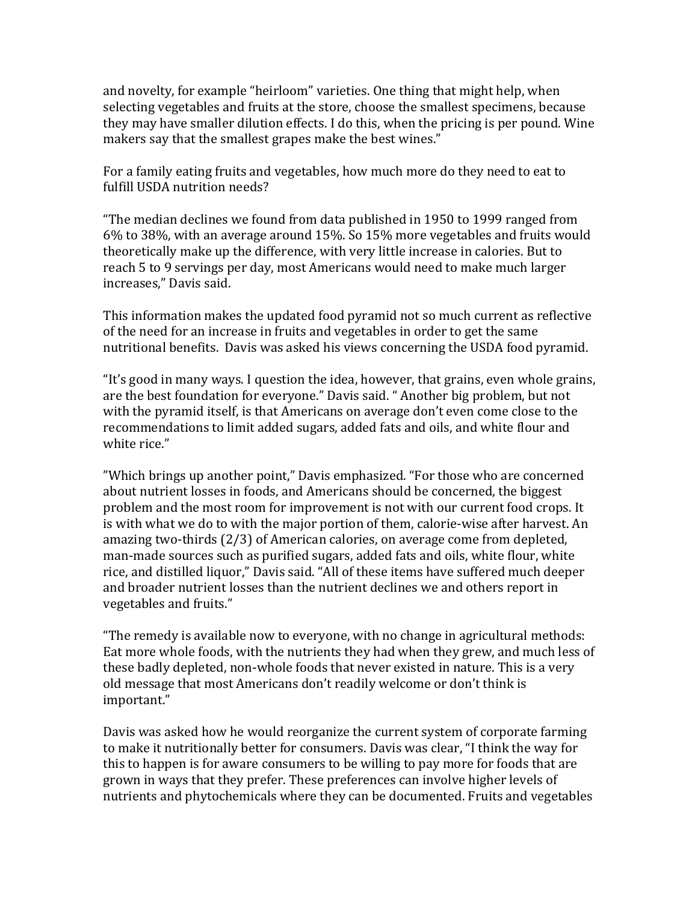and novelty, for example "heirloom" varieties. One thing that might help, when selecting vegetables and fruits at the store, choose the smallest specimens, because they may have smaller dilution effects. I do this, when the pricing is per pound. Wine makers say that the smallest grapes make the best wines."

For a family eating fruits and vegetables, how much more do they need to eat to fulfill USDA nutrition needs?

"The median declines we found from data published in 1950 to 1999 ranged from 6% to 38%, with an average around 15%. So 15% more vegetables and fruits would theoretically make up the difference, with very little increase in calories. But to reach 5 to 9 servings per day, most Americans would need to make much larger increases," Davis said.

This information makes the updated food pyramid not so much current as reflective of the need for an increase in fruits and vegetables in order to get the same nutritional benefits. Davis was asked his views concerning the USDA food pyramid.

"It's good in many ways. I question the idea, however, that grains, even whole grains, are the best foundation for everyone." Davis said. " Another big problem, but not with the pyramid itself, is that Americans on average don't even come close to the recommendations to limit added sugars, added fats and oils, and white flour and white rice."

"Which brings up another point," Davis emphasized. "For those who are concerned about nutrient losses in foods, and Americans should be concerned, the biggest problem and the most room for improvement is not with our current food crops. It is with what we do to with the major portion of them, calorie-wise after harvest. An amazing two-thirds (2/3) of American calories, on average come from depleted, man-made sources such as purified sugars, added fats and oils, white flour, white rice, and distilled liquor," Davis said. "All of these items have suffered much deeper and broader nutrient losses than the nutrient declines we and others report in vegetables and fruits."

"The remedy is available now to everyone, with no change in agricultural methods: Eat more whole foods, with the nutrients they had when they grew, and much less of these badly depleted, non-whole foods that never existed in nature. This is a very old message that most Americans don't readily welcome or don't think is important."

Davis was asked how he would reorganize the current system of corporate farming to make it nutritionally better for consumers. Davis was clear, "I think the way for this to happen is for aware consumers to be willing to pay more for foods that are grown in ways that they prefer. These preferences can involve higher levels of nutrients and phytochemicals where they can be documented. Fruits and vegetables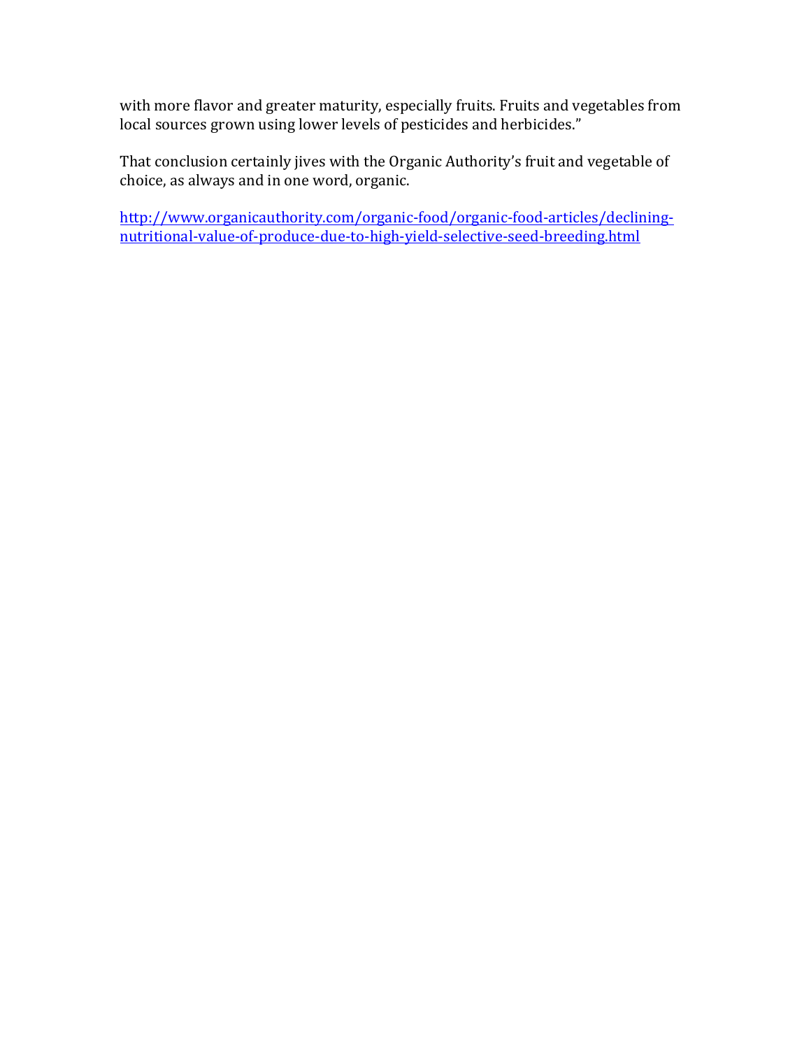with more flavor and greater maturity, especially fruits. Fruits and vegetables from local sources grown using lower levels of pesticides and herbicides."

That conclusion certainly jives with the Organic Authority's fruit and vegetable of choice, as always and in one word, organic.

http://www.organicauthority.com/organic-food/organic-food-articles/declining-nutritional-value-of-produce-due-to-high-yield-selective-seed-breeding.html